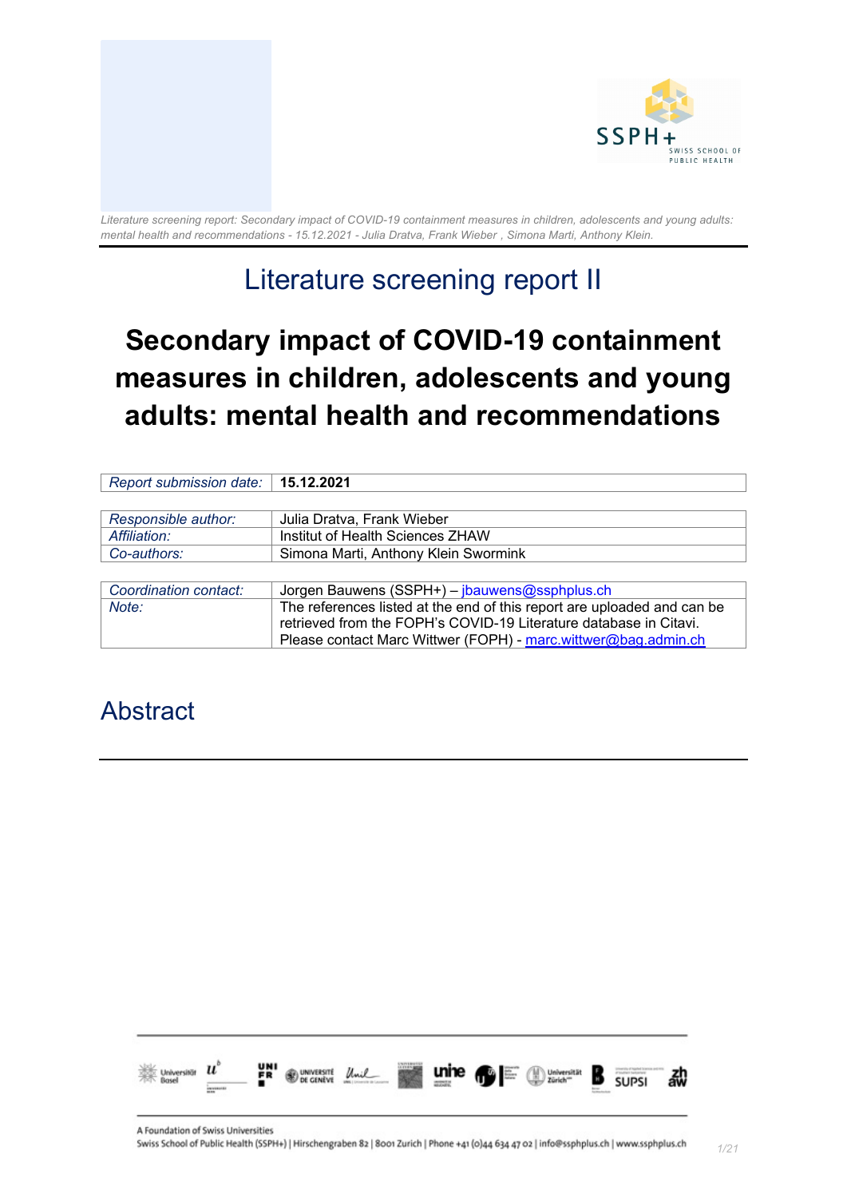# Literature screening report II

# Secondary impact of COVID-19 containment measures in children, adolescents and young adults: mental health and recommendations

| *Report submission date:* | **15.12.2021** |
|---|---|

| *Responsible author:* | Julia Dratva, Frank Wieber |
|---|---|
| *Affiliation:* | Institut of Health Sciences ZHAW |
| *Co-authors:* | Simona Marti, Anthony Klein Swormink |

| *Coordination contact:* | Jorgen Bauwens (SSPH+) – jbauwens@ssphplus.ch |
|---|---|
| *Note:* | The references listed at the end of this report are uploaded and can be retrieved from the FOPH's COVID-19 Literature database in Citavi. Please contact Marc Wittwer (FOPH) - marc.wittwer@bag.admin.ch |

## Abstract

A Foundation of Swiss Universities

Swiss School of Public Health (SSPH+) | Hirschengraben 82 | 8001 Zurich | Phone +41 (0)44 634 47 02 | info@ssphplus.ch | www.ssphplus.ch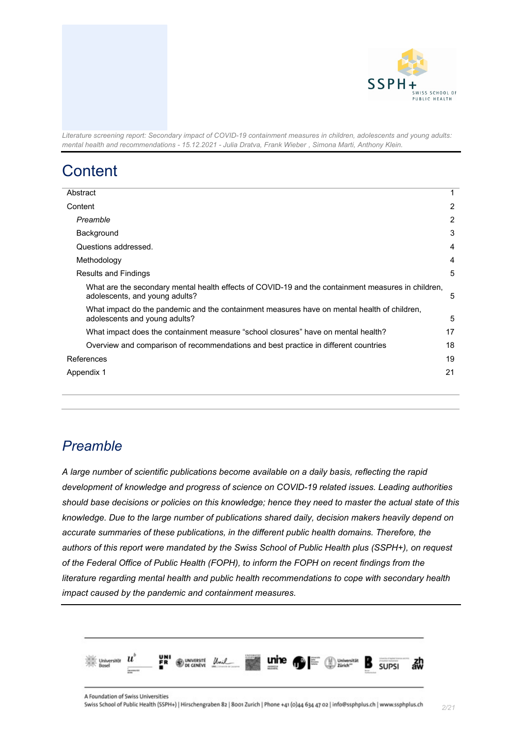# Content

| | |
|---|---|
| Abstract | 1 |
| Content | 2 |
| *Preamble* | 2 |
| Background | 3 |
| Questions addressed. | 4 |
| Methodology | 4 |
| Results and Findings | 5 |
| What are the secondary mental health effects of COVID-19 and the containment measures in children, adolescents, and young adults? | 5 |
| What impact do the pandemic and the containment measures have on mental health of children, adolescents and young adults? | 5 |
| What impact does the containment measure "school closures" have on mental health? | 17 |
| Overview and comparison of recommendations and best practice in different countries | 18 |
| References | 19 |
| Appendix 1 | 21 |

## *Preamble*

*A large number of scientific publications become available on a daily basis, reflecting the rapid development of knowledge and progress of science on COVID-19 related issues. Leading authorities should base decisions or policies on this knowledge; hence they need to master the actual state of this knowledge. Due to the large number of publications shared daily, decision makers heavily depend on accurate summaries of these publications, in the different public health domains. Therefore, the authors of this report were mandated by the Swiss School of Public Health plus (SSPH+), on request of the Federal Office of Public Health (FOPH), to inform the FOPH on recent findings from the literature regarding mental health and public health recommendations to cope with secondary health impact caused by the pandemic and containment measures.*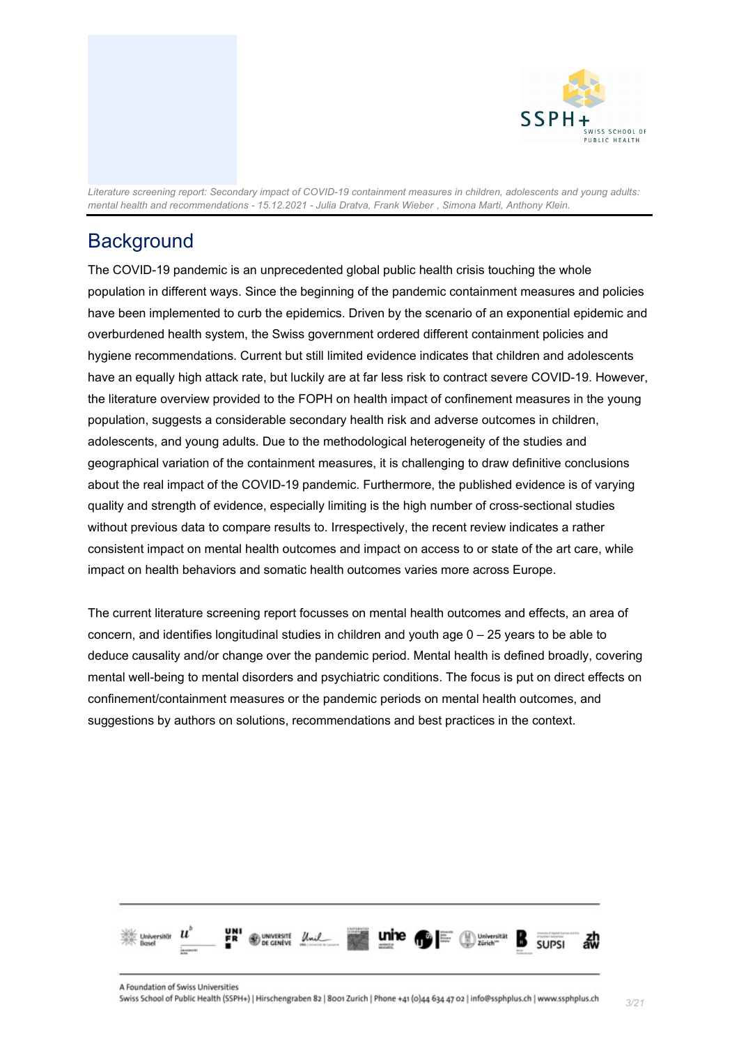## Background

The COVID-19 pandemic is an unprecedented global public health crisis touching the whole population in different ways. Since the beginning of the pandemic containment measures and policies have been implemented to curb the epidemics. Driven by the scenario of an exponential epidemic and overburdened health system, the Swiss government ordered different containment policies and hygiene recommendations. Current but still limited evidence indicates that children and adolescents have an equally high attack rate, but luckily are at far less risk to contract severe COVID-19. However, the literature overview provided to the FOPH on health impact of confinement measures in the young population, suggests a considerable secondary health risk and adverse outcomes in children, adolescents, and young adults. Due to the methodological heterogeneity of the studies and geographical variation of the containment measures, it is challenging to draw definitive conclusions about the real impact of the COVID-19 pandemic. Furthermore, the published evidence is of varying quality and strength of evidence, especially limiting is the high number of cross-sectional studies without previous data to compare results to. Irrespectively, the recent review indicates a rather consistent impact on mental health outcomes and impact on access to or state of the art care, while impact on health behaviors and somatic health outcomes varies more across Europe.

The current literature screening report focusses on mental health outcomes and effects, an area of concern, and identifies longitudinal studies in children and youth age 0 – 25 years to be able to deduce causality and/or change over the pandemic period. Mental health is defined broadly, covering mental well-being to mental disorders and psychiatric conditions. The focus is put on direct effects on confinement/containment measures or the pandemic periods on mental health outcomes, and suggestions by authors on solutions, recommendations and best practices in the context.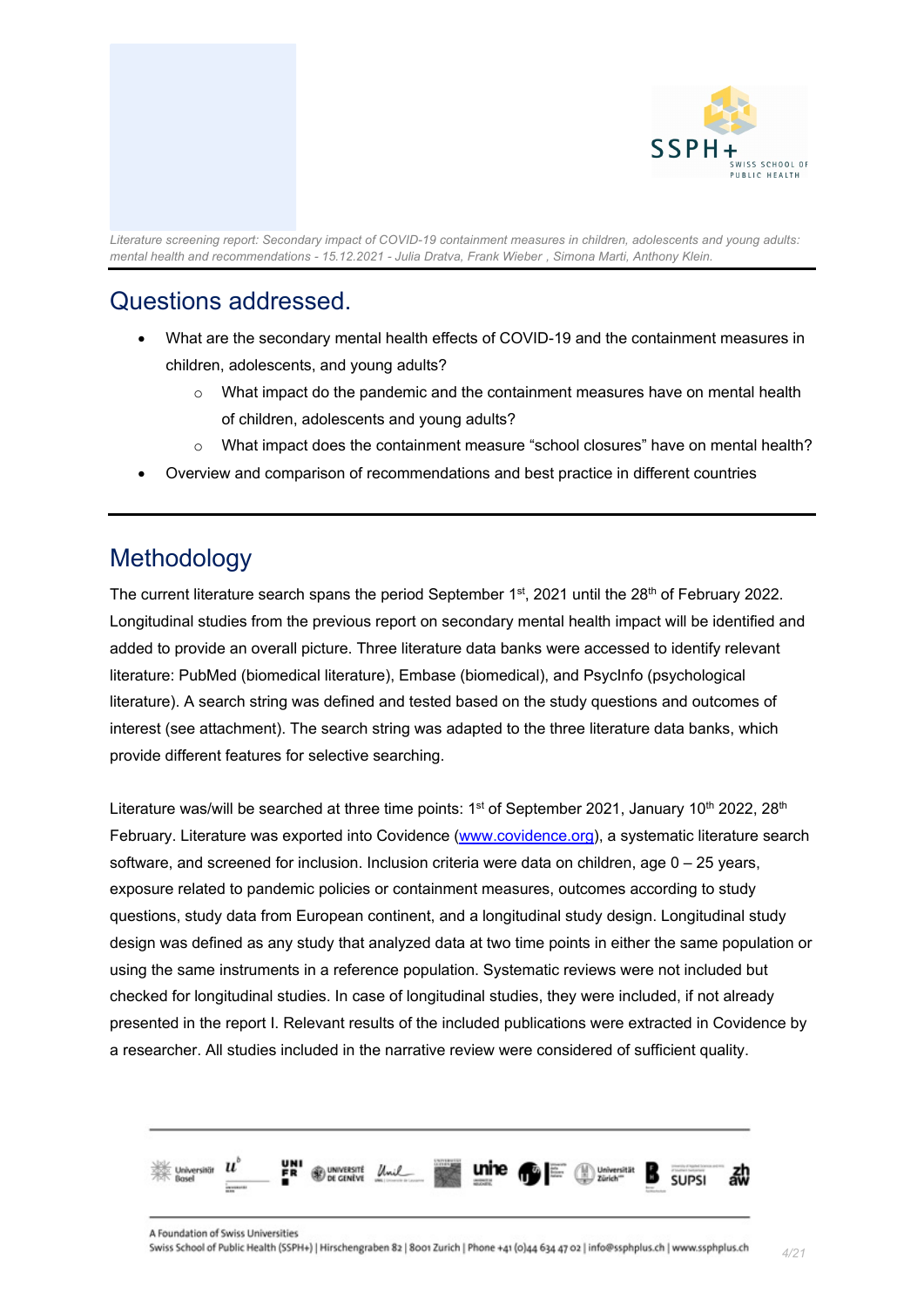## Questions addressed.

- What are the secondary mental health effects of COVID-19 and the containment measures in children, adolescents, and young adults?
  - What impact do the pandemic and the containment measures have on mental health of children, adolescents and young adults?
  - What impact does the containment measure "school closures" have on mental health?
- Overview and comparison of recommendations and best practice in different countries

## Methodology

The current literature search spans the period September 1st, 2021 until the 28th of February 2022. Longitudinal studies from the previous report on secondary mental health impact will be identified and added to provide an overall picture. Three literature data banks were accessed to identify relevant literature: PubMed (biomedical literature), Embase (biomedical), and PsycInfo (psychological literature). A search string was defined and tested based on the study questions and outcomes of interest (see attachment). The search string was adapted to the three literature data banks, which provide different features for selective searching.

Literature was/will be searched at three time points: 1st of September 2021, January 10th 2022, 28th February. Literature was exported into Covidence (www.covidence.org), a systematic literature search software, and screened for inclusion. Inclusion criteria were data on children, age 0 – 25 years, exposure related to pandemic policies or containment measures, outcomes according to study questions, study data from European continent, and a longitudinal study design. Longitudinal study design was defined as any study that analyzed data at two time points in either the same population or using the same instruments in a reference population. Systematic reviews were not included but checked for longitudinal studies. In case of longitudinal studies, they were included, if not already presented in the report I. Relevant results of the included publications were extracted in Covidence by a researcher. All studies included in the narrative review were considered of sufficient quality.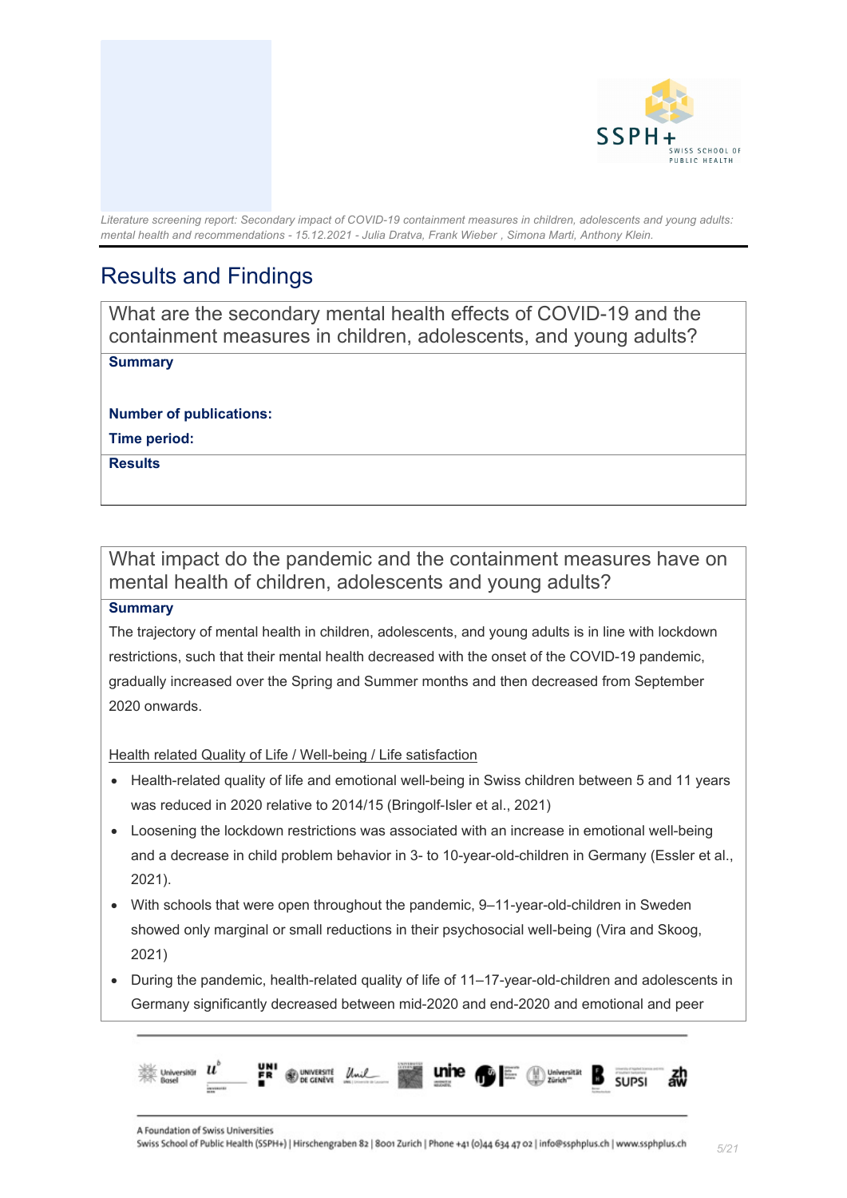# Results and Findings

## What are the secondary mental health effects of COVID-19 and the containment measures in children, adolescents, and young adults?

**Summary**

**Number of publications:**

**Time period:**

**Results**

## What impact do the pandemic and the containment measures have on mental health of children, adolescents and young adults?

**Summary**

The trajectory of mental health in children, adolescents, and young adults is in line with lockdown restrictions, such that their mental health decreased with the onset of the COVID-19 pandemic, gradually increased over the Spring and Summer months and then decreased from September 2020 onwards.

Health related Quality of Life / Well-being / Life satisfaction

- Health-related quality of life and emotional well-being in Swiss children between 5 and 11 years was reduced in 2020 relative to 2014/15 (Bringolf-Isler et al., 2021)
- Loosening the lockdown restrictions was associated with an increase in emotional well-being and a decrease in child problem behavior in 3- to 10-year-old-children in Germany (Essler et al., 2021).
- With schools that were open throughout the pandemic, 9–11-year-old-children in Sweden showed only marginal or small reductions in their psychosocial well-being (Vira and Skoog, 2021)
- During the pandemic, health-related quality of life of 11–17-year-old-children and adolescents in Germany significantly decreased between mid-2020 and end-2020 and emotional and peer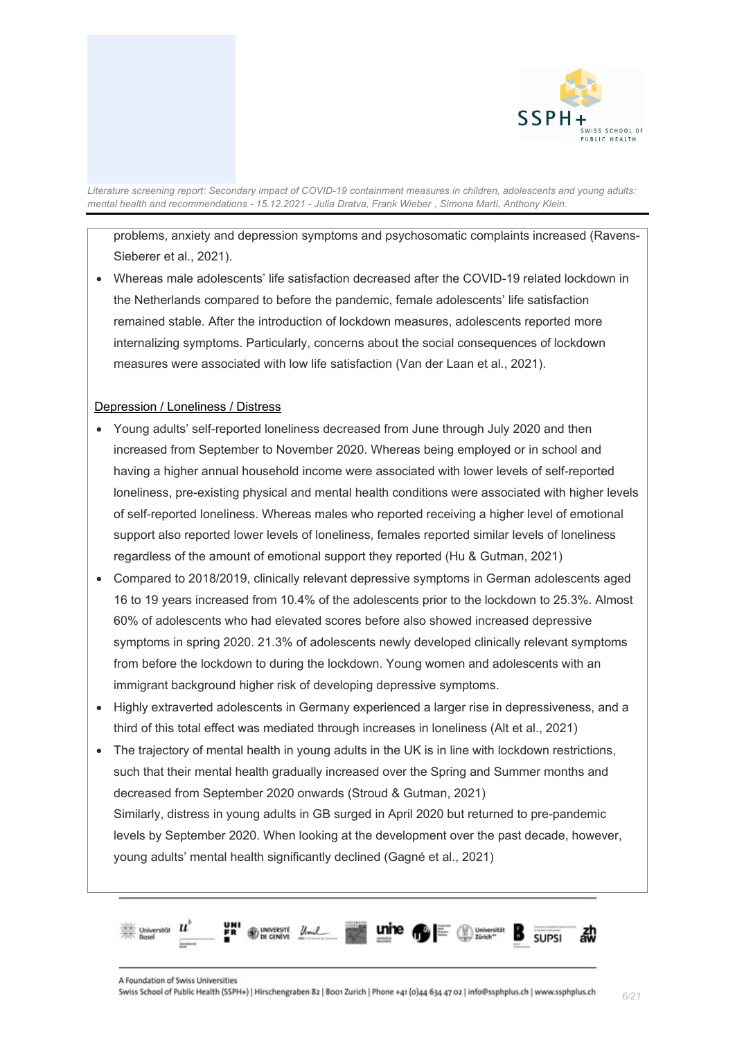problems, anxiety and depression symptoms and psychosomatic complaints increased (Ravens-Sieberer et al., 2021).

- Whereas male adolescents' life satisfaction decreased after the COVID-19 related lockdown in the Netherlands compared to before the pandemic, female adolescents' life satisfaction remained stable. After the introduction of lockdown measures, adolescents reported more internalizing symptoms. Particularly, concerns about the social consequences of lockdown measures were associated with low life satisfaction (Van der Laan et al., 2021).

Depression / Loneliness / Distress

- Young adults' self-reported loneliness decreased from June through July 2020 and then increased from September to November 2020. Whereas being employed or in school and having a higher annual household income were associated with lower levels of self-reported loneliness, pre-existing physical and mental health conditions were associated with higher levels of self-reported loneliness. Whereas males who reported receiving a higher level of emotional support also reported lower levels of loneliness, females reported similar levels of loneliness regardless of the amount of emotional support they reported (Hu & Gutman, 2021)
- Compared to 2018/2019, clinically relevant depressive symptoms in German adolescents aged 16 to 19 years increased from 10.4% of the adolescents prior to the lockdown to 25.3%. Almost 60% of adolescents who had elevated scores before also showed increased depressive symptoms in spring 2020. 21.3% of adolescents newly developed clinically relevant symptoms from before the lockdown to during the lockdown. Young women and adolescents with an immigrant background higher risk of developing depressive symptoms.
- Highly extraverted adolescents in Germany experienced a larger rise in depressiveness, and a third of this total effect was mediated through increases in loneliness (Alt et al., 2021)
- The trajectory of mental health in young adults in the UK is in line with lockdown restrictions, such that their mental health gradually increased over the Spring and Summer months and decreased from September 2020 onwards (Stroud & Gutman, 2021)
  Similarly, distress in young adults in GB surged in April 2020 but returned to pre-pandemic levels by September 2020. When looking at the development over the past decade, however, young adults' mental health significantly declined (Gagné et al., 2021)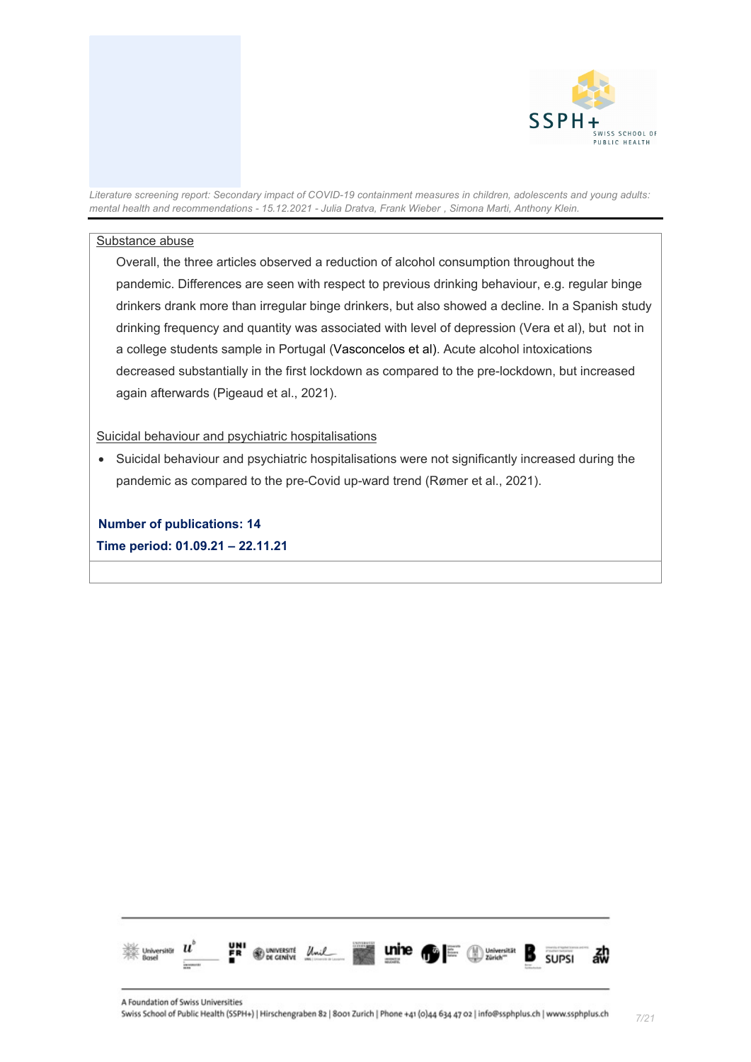Substance abuse

Overall, the three articles observed a reduction of alcohol consumption throughout the pandemic. Differences are seen with respect to previous drinking behaviour, e.g. regular binge drinkers drank more than irregular binge drinkers, but also showed a decline. In a Spanish study drinking frequency and quantity was associated with level of depression (Vera et al), but not in a college students sample in Portugal (Vasconcelos et al). Acute alcohol intoxications decreased substantially in the first lockdown as compared to the pre-lockdown, but increased again afterwards (Pigeaud et al., 2021).

Suicidal behaviour and psychiatric hospitalisations

- Suicidal behaviour and psychiatric hospitalisations were not significantly increased during the pandemic as compared to the pre-Covid up-ward trend (Rømer et al., 2021).

**Number of publications: 14**

**Time period: 01.09.21 – 22.11.21**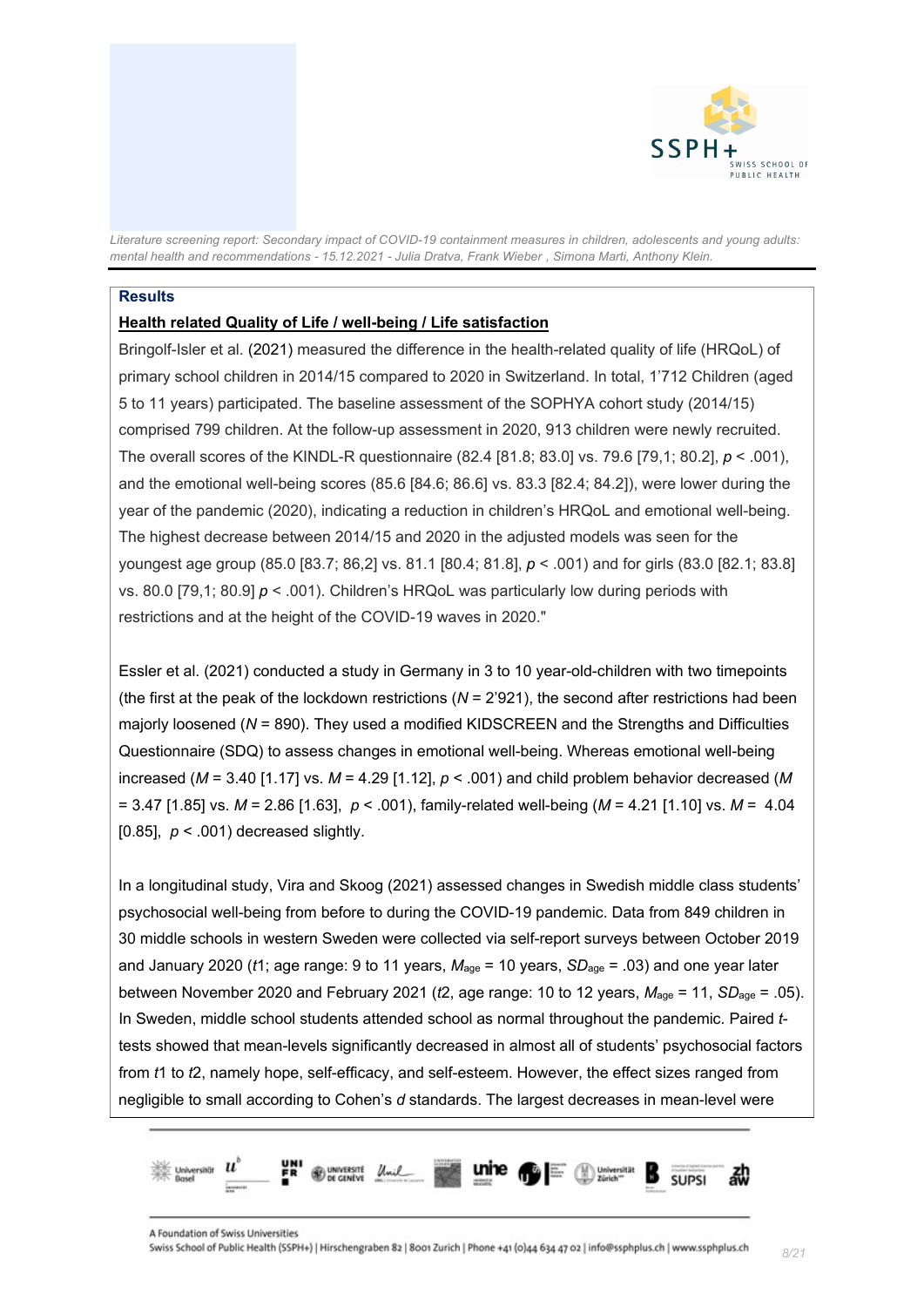## Results

### Health related Quality of Life / well-being / Life satisfaction

Bringolf-Isler et al. (2021) measured the difference in the health-related quality of life (HRQoL) of primary school children in 2014/15 compared to 2020 in Switzerland. In total, 1’712 Children (aged 5 to 11 years) participated. The baseline assessment of the SOPHYA cohort study (2014/15) comprised 799 children. At the follow-up assessment in 2020, 913 children were newly recruited. The overall scores of the KINDL-R questionnaire (82.4 [81.8; 83.0] vs. 79.6 [79,1; 80.2], $p < .001$), and the emotional well-being scores (85.6 [84.6; 86.6] vs. 83.3 [82.4; 84.2]), were lower during the year of the pandemic (2020), indicating a reduction in children’s HRQoL and emotional well-being. The highest decrease between 2014/15 and 2020 in the adjusted models was seen for the youngest age group (85.0 [83.7; 86,2] vs. 81.1 [80.4; 81.8], $p < .001$) and for girls (83.0 [82.1; 83.8] vs. 80.0 [79,1; 80.9] $p < .001$). Children’s HRQoL was particularly low during periods with restrictions and at the height of the COVID-19 waves in 2020."

Essler et al. (2021) conducted a study in Germany in 3 to 10 year-old-children with two timepoints (the first at the peak of the lockdown restrictions ($N$ = 2’921), the second after restrictions had been majorly loosened ($N$ = 890). They used a modified KIDSCREEN and the Strengths and Difficulties Questionnaire (SDQ) to assess changes in emotional well-being. Whereas emotional well-being increased ($M$ = 3.40 [1.17] vs. $M$ = 4.29 [1.12], $p < .001$) and child problem behavior decreased ($M$ = 3.47 [1.85] vs. $M$ = 2.86 [1.63], $p < .001$), family-related well-being ($M$ = 4.21 [1.10] vs. $M$ = 4.04 [0.85], $p < .001$) decreased slightly.

In a longitudinal study, Vira and Skoog (2021) assessed changes in Swedish middle class students’ psychosocial well-being from before to during the COVID-19 pandemic. Data from 849 children in 30 middle schools in western Sweden were collected via self-report surveys between October 2019 and January 2020 ($t1$; age range: 9 to 11 years, $M_{age}$ = 10 years, $SD_{age}$ = .03) and one year later between November 2020 and February 2021 ($t2$, age range: 10 to 12 years, $M_{age}$ = 11, $SD_{age}$ = .05). In Sweden, middle school students attended school as normal throughout the pandemic. Paired $t$-tests showed that mean-levels significantly decreased in almost all of students’ psychosocial factors from $t1$ to $t2$, namely hope, self-efficacy, and self-esteem. However, the effect sizes ranged from negligible to small according to Cohen’s $d$ standards. The largest decreases in mean-level were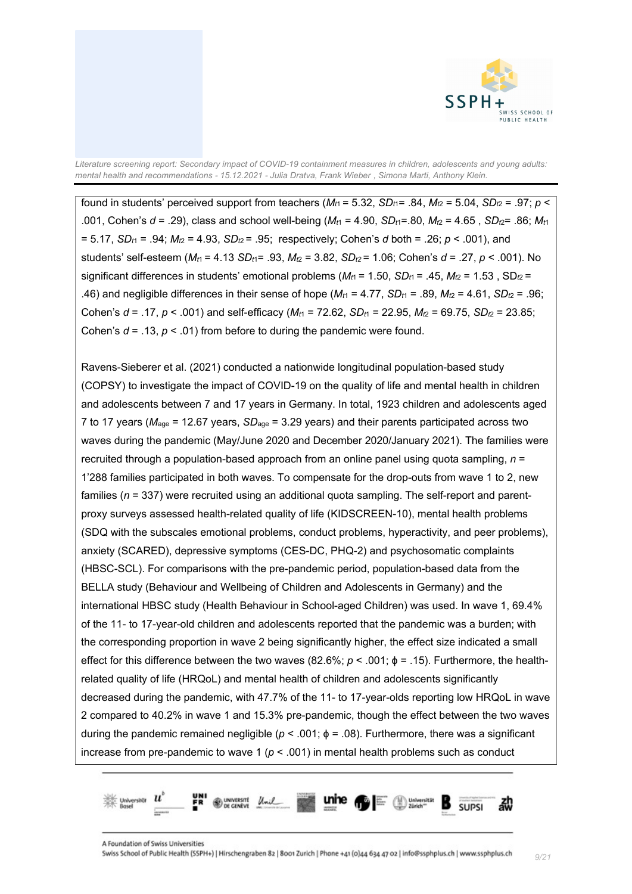found in students' perceived support from teachers ($M_{t1}$ = 5.32, $SD_{t1}$= .84, $M_{t2}$ = 5.04, $SD_{t2}$ = .97; $p$ < .001, Cohen's $d$ = .29), class and school well-being ($M_{t1}$ = 4.90, $SD_{t1}$=.80, $M_{t2}$ = 4.65 , $SD_{t2}$= .86; $M_{t1}$ = 5.17, $SD_{t1}$ = .94; $M_{t2}$ = 4.93, $SD_{t2}$ = .95; respectively; Cohen's $d$ both = .26; $p$ < .001), and students' self-esteem ($M_{t1}$ = 4.13 $SD_{t1}$= .93, $M_{t2}$ = 3.82, $SD_{t2}$ = 1.06; Cohen's $d$ = .27, $p$ < .001). No significant differences in students' emotional problems ($M_{t1}$ = 1.50, $SD_{t1}$ = .45, $M_{t2}$ = 1.53 , $SD_{t2}$ = .46) and negligible differences in their sense of hope ($M_{t1}$ = 4.77, $SD_{t1}$ = .89, $M_{t2}$ = 4.61, $SD_{t2}$ = .96; Cohen's $d$ = .17, $p$ < .001) and self-efficacy ($M_{t1}$ = 72.62, $SD_{t1}$ = 22.95, $M_{t2}$ = 69.75, $SD_{t2}$ = 23.85; Cohen's $d$ = .13, $p$ < .01) from before to during the pandemic were found.

Ravens-Sieberer et al. (2021) conducted a nationwide longitudinal population-based study (COPSY) to investigate the impact of COVID-19 on the quality of life and mental health in children and adolescents between 7 and 17 years in Germany. In total, 1923 children and adolescents aged 7 to 17 years ($M_{age}$ = 12.67 years, $SD_{age}$ = 3.29 years) and their parents participated across two waves during the pandemic (May/June 2020 and December 2020/January 2021). The families were recruited through a population-based approach from an online panel using quota sampling, $n$ = 1'288 families participated in both waves. To compensate for the drop-outs from wave 1 to 2, new families ($n$ = 337) were recruited using an additional quota sampling. The self-report and parent-proxy surveys assessed health-related quality of life (KIDSCREEN-10), mental health problems (SDQ with the subscales emotional problems, conduct problems, hyperactivity, and peer problems), anxiety (SCARED), depressive symptoms (CES-DC, PHQ-2) and psychosomatic complaints (HBSC-SCL). For comparisons with the pre-pandemic period, population-based data from the BELLA study (Behaviour and Wellbeing of Children and Adolescents in Germany) and the international HBSC study (Health Behaviour in School-aged Children) was used. In wave 1, 69.4% of the 11- to 17-year-old children and adolescents reported that the pandemic was a burden; with the corresponding proportion in wave 2 being significantly higher, the effect size indicated a small effect for this difference between the two waves (82.6%; $p$ < .001; $\phi$ = .15). Furthermore, the health-related quality of life (HRQoL) and mental health of children and adolescents significantly decreased during the pandemic, with 47.7% of the 11- to 17-year-olds reporting low HRQoL in wave 2 compared to 40.2% in wave 1 and 15.3% pre-pandemic, though the effect between the two waves during the pandemic remained negligible ($p$ < .001; $\phi$ = .08). Furthermore, there was a significant increase from pre-pandemic to wave 1 ($p$ < .001) in mental health problems such as conduct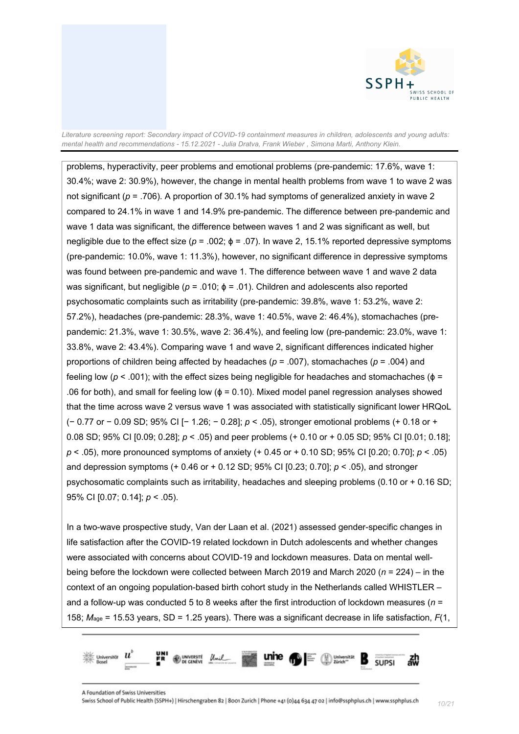problems, hyperactivity, peer problems and emotional problems (pre-pandemic: 17.6%, wave 1: 30.4%; wave 2: 30.9%), however, the change in mental health problems from wave 1 to wave 2 was not significant ($p$ = .706). A proportion of 30.1% had symptoms of generalized anxiety in wave 2 compared to 24.1% in wave 1 and 14.9% pre-pandemic. The difference between pre-pandemic and wave 1 data was significant, the difference between waves 1 and 2 was significant as well, but negligible due to the effect size ($p$ = .002; $\phi$ = .07). In wave 2, 15.1% reported depressive symptoms (pre-pandemic: 10.0%, wave 1: 11.3%), however, no significant difference in depressive symptoms was found between pre-pandemic and wave 1. The difference between wave 1 and wave 2 data was significant, but negligible ($p$ = .010; $\phi$ = .01). Children and adolescents also reported psychosomatic complaints such as irritability (pre-pandemic: 39.8%, wave 1: 53.2%, wave 2: 57.2%), headaches (pre-pandemic: 28.3%, wave 1: 40.5%, wave 2: 46.4%), stomachaches (pre-pandemic: 21.3%, wave 1: 30.5%, wave 2: 36.4%), and feeling low (pre-pandemic: 23.0%, wave 1: 33.8%, wave 2: 43.4%). Comparing wave 1 and wave 2, significant differences indicated higher proportions of children being affected by headaches ($p$ = .007), stomachaches ($p$ = .004) and feeling low ($p$ < .001); with the effect sizes being negligible for headaches and stomachaches ($\phi$ = .06 for both), and small for feeling low ($\phi$ = 0.10). Mixed model panel regression analyses showed that the time across wave 2 versus wave 1 was associated with statistically significant lower HRQoL (− 0.77 or − 0.09 SD; 95% CI [− 1.26; − 0.28]; $p$ < .05), stronger emotional problems (+ 0.18 or + 0.08 SD; 95% CI [0.09; 0.28]; $p$ < .05) and peer problems (+ 0.10 or + 0.05 SD; 95% CI [0.01; 0.18]; $p$ < .05), more pronounced symptoms of anxiety (+ 0.45 or + 0.10 SD; 95% CI [0.20; 0.70]; $p$ < .05) and depression symptoms (+ 0.46 or + 0.12 SD; 95% CI [0.23; 0.70]; $p$ < .05), and stronger psychosomatic complaints such as irritability, headaches and sleeping problems (0.10 or + 0.16 SD; 95% CI [0.07; 0.14]; $p$ < .05).

In a two-wave prospective study, Van der Laan et al. (2021) assessed gender-specific changes in life satisfaction after the COVID-19 related lockdown in Dutch adolescents and whether changes were associated with concerns about COVID-19 and lockdown measures. Data on mental well-being before the lockdown were collected between March 2019 and March 2020 ($n$ = 224) – in the context of an ongoing population-based birth cohort study in the Netherlands called WHISTLER – and a follow-up was conducted 5 to 8 weeks after the first introduction of lockdown measures ($n$ = 158; $M_{age}$ = 15.53 years, SD = 1.25 years). There was a significant decrease in life satisfaction, $F$(1,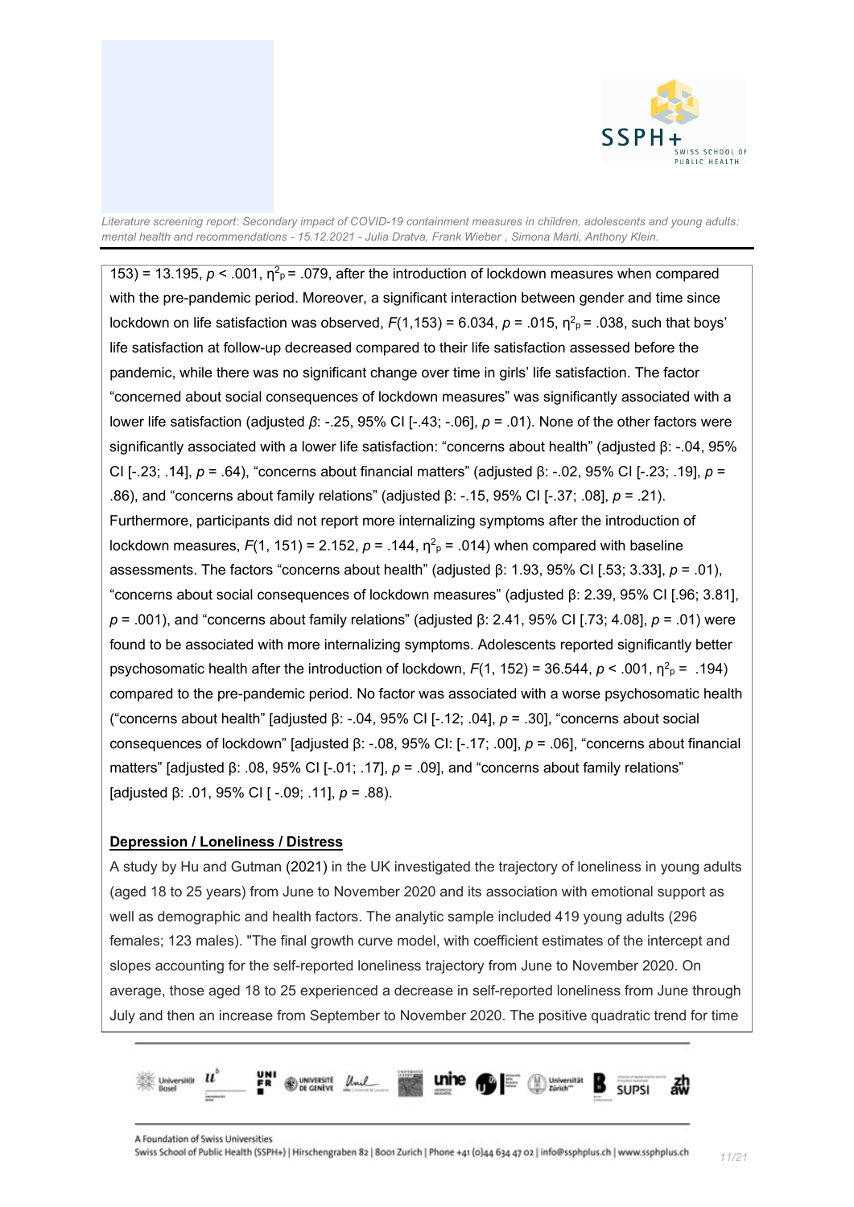153) = 13.195, $p$ < .001, $\eta^2_p$ = .079, after the introduction of lockdown measures when compared with the pre-pandemic period. Moreover, a significant interaction between gender and time since lockdown on life satisfaction was observed, $F(1,153)$ = 6.034, $p$ = .015, $\eta^2_p$ = .038, such that boys' life satisfaction at follow-up decreased compared to their life satisfaction assessed before the pandemic, while there was no significant change over time in girls' life satisfaction. The factor "concerned about social consequences of lockdown measures" was significantly associated with a lower life satisfaction (adjusted $\beta$: -.25, 95% CI [-.43; -.06], $p$ = .01). None of the other factors were significantly associated with a lower life satisfaction: "concerns about health" (adjusted β: -.04, 95% CI [-.23; .14], $p$ = .64), "concerns about financial matters" (adjusted β: -.02, 95% CI [-.23; .19], $p$ = .86), and "concerns about family relations" (adjusted β: -.15, 95% CI [-.37; .08], $p$ = .21). Furthermore, participants did not report more internalizing symptoms after the introduction of lockdown measures, $F(1, 151)$ = 2.152, $p$ = .144, $\eta^2_p$ = .014) when compared with baseline assessments. The factors "concerns about health" (adjusted β: 1.93, 95% CI [.53; 3.33], $p$ = .01), "concerns about social consequences of lockdown measures" (adjusted β: 2.39, 95% CI [.96; 3.81], $p$ = .001), and "concerns about family relations" (adjusted β: 2.41, 95% CI [.73; 4.08], $p$ = .01) were found to be associated with more internalizing symptoms. Adolescents reported significantly better psychosomatic health after the introduction of lockdown, $F(1, 152)$ = 36.544, $p$ < .001, $\eta^2_p$ = .194) compared to the pre-pandemic period. No factor was associated with a worse psychosomatic health ("concerns about health" [adjusted β: -.04, 95% CI [-.12; .04], $p$ = .30], "concerns about social consequences of lockdown" [adjusted β: -.08, 95% CI: [-.17; .00], $p$ = .06], "concerns about financial matters" [adjusted β: .08, 95% CI [-.01; .17], $p$ = .09], and "concerns about family relations" [adjusted β: .01, 95% CI [ -.09; .11], $p$ = .88).

**Depression / Loneliness / Distress**

A study by Hu and Gutman (2021) in the UK investigated the trajectory of loneliness in young adults (aged 18 to 25 years) from June to November 2020 and its association with emotional support as well as demographic and health factors. The analytic sample included 419 young adults (296 females; 123 males). "The final growth curve model, with coefficient estimates of the intercept and slopes accounting for the self-reported loneliness trajectory from June to November 2020. On average, those aged 18 to 25 experienced a decrease in self-reported loneliness from June through July and then an increase from September to November 2020. The positive quadratic trend for time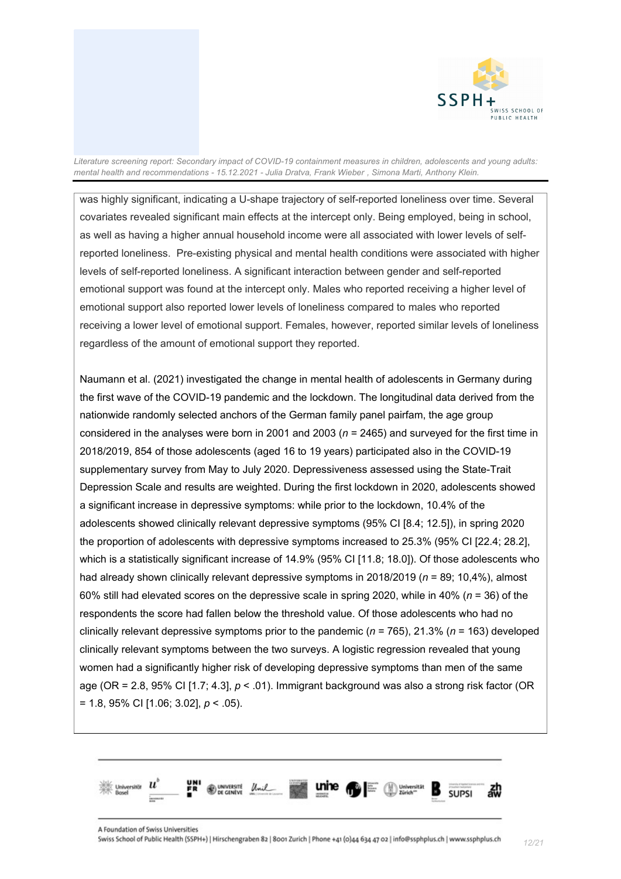was highly significant, indicating a U-shape trajectory of self-reported loneliness over time. Several covariates revealed significant main effects at the intercept only. Being employed, being in school, as well as having a higher annual household income were all associated with lower levels of self-reported loneliness. Pre-existing physical and mental health conditions were associated with higher levels of self-reported loneliness. A significant interaction between gender and self-reported emotional support was found at the intercept only. Males who reported receiving a higher level of emotional support also reported lower levels of loneliness compared to males who reported receiving a lower level of emotional support. Females, however, reported similar levels of loneliness regardless of the amount of emotional support they reported.

Naumann et al. (2021) investigated the change in mental health of adolescents in Germany during the first wave of the COVID-19 pandemic and the lockdown. The longitudinal data derived from the nationwide randomly selected anchors of the German family panel pairfam, the age group considered in the analyses were born in 2001 and 2003 ($n$ = 2465) and surveyed for the first time in 2018/2019, 854 of those adolescents (aged 16 to 19 years) participated also in the COVID-19 supplementary survey from May to July 2020. Depressiveness assessed using the State-Trait Depression Scale and results are weighted. During the first lockdown in 2020, adolescents showed a significant increase in depressive symptoms: while prior to the lockdown, 10.4% of the adolescents showed clinically relevant depressive symptoms (95% CI [8.4; 12.5]), in spring 2020 the proportion of adolescents with depressive symptoms increased to 25.3% (95% CI [22.4; 28.2], which is a statistically significant increase of 14.9% (95% CI [11.8; 18.0]). Of those adolescents who had already shown clinically relevant depressive symptoms in 2018/2019 ($n$ = 89; 10,4%), almost 60% still had elevated scores on the depressive scale in spring 2020, while in 40% ($n$ = 36) of the respondents the score had fallen below the threshold value. Of those adolescents who had no clinically relevant depressive symptoms prior to the pandemic ($n$ = 765), 21.3% ($n$ = 163) developed clinically relevant symptoms between the two surveys. A logistic regression revealed that young women had a significantly higher risk of developing depressive symptoms than men of the same age (OR = 2.8, 95% CI [1.7; 4.3], $p$ < .01). Immigrant background was also a strong risk factor (OR = 1.8, 95% CI [1.06; 3.02], $p$ < .05).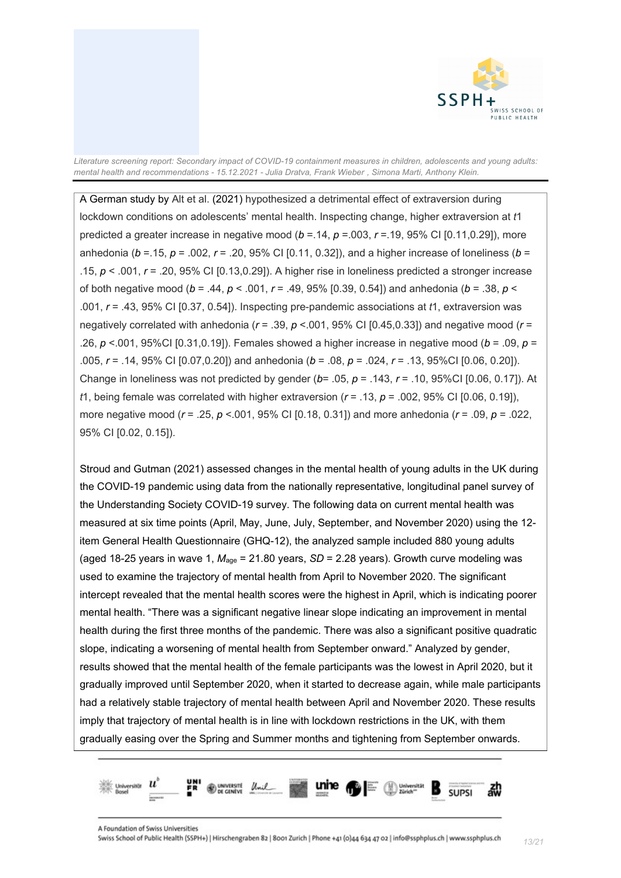A German study by Alt et al. (2021) hypothesized a detrimental effect of extraversion during lockdown conditions on adolescents' mental health. Inspecting change, higher extraversion at $t1$ predicted a greater increase in negative mood ($b$ =.14, $p$ =.003, $r$ =.19, 95% CI [0.11,0.29]), more anhedonia ($b$ =.15, $p$ = .002, $r$ = .20, 95% CI [0.11, 0.32]), and a higher increase of loneliness ($b$ = .15, $p$ < .001, $r$ = .20, 95% CI [0.13,0.29]). A higher rise in loneliness predicted a stronger increase of both negative mood ($b$ = .44, $p$ < .001, $r$ = .49, 95% [0.39, 0.54]) and anhedonia ($b$ = .38, $p$ < .001, $r$ = .43, 95% CI [0.37, 0.54]). Inspecting pre-pandemic associations at $t1$, extraversion was negatively correlated with anhedonia ($r$ = .39, $p$ <.001, 95% CI [0.45,0.33]) and negative mood ($r$ = .26, $p$ <.001, 95%CI [0.31,0.19]). Females showed a higher increase in negative mood ($b$ = .09, $p$ = .005, $r$ = .14, 95% CI [0.07,0.20]) and anhedonia ($b$ = .08, $p$ = .024, $r$ = .13, 95%CI [0.06, 0.20]). Change in loneliness was not predicted by gender ($b$= .05, $p$ = .143, $r$ = .10, 95%CI [0.06, 0.17]). At $t1$, being female was correlated with higher extraversion ($r$ = .13, $p$ = .002, 95% CI [0.06, 0.19]), more negative mood ($r$ = .25, $p$ <.001, 95% CI [0.18, 0.31]) and more anhedonia ($r$ = .09, $p$ = .022, 95% CI [0.02, 0.15]).

Stroud and Gutman (2021) assessed changes in the mental health of young adults in the UK during the COVID-19 pandemic using data from the nationally representative, longitudinal panel survey of the Understanding Society COVID-19 survey. The following data on current mental health was measured at six time points (April, May, June, July, September, and November 2020) using the 12-item General Health Questionnaire (GHQ-12), the analyzed sample included 880 young adults (aged 18-25 years in wave 1, $M_{age}$ = 21.80 years, $SD$ = 2.28 years). Growth curve modeling was used to examine the trajectory of mental health from April to November 2020. The significant intercept revealed that the mental health scores were the highest in April, which is indicating poorer mental health. "There was a significant negative linear slope indicating an improvement in mental health during the first three months of the pandemic. There was also a significant positive quadratic slope, indicating a worsening of mental health from September onward." Analyzed by gender, results showed that the mental health of the female participants was the lowest in April 2020, but it gradually improved until September 2020, when it started to decrease again, while male participants had a relatively stable trajectory of mental health between April and November 2020. These results imply that trajectory of mental health is in line with lockdown restrictions in the UK, with them gradually easing over the Spring and Summer months and tightening from September onwards.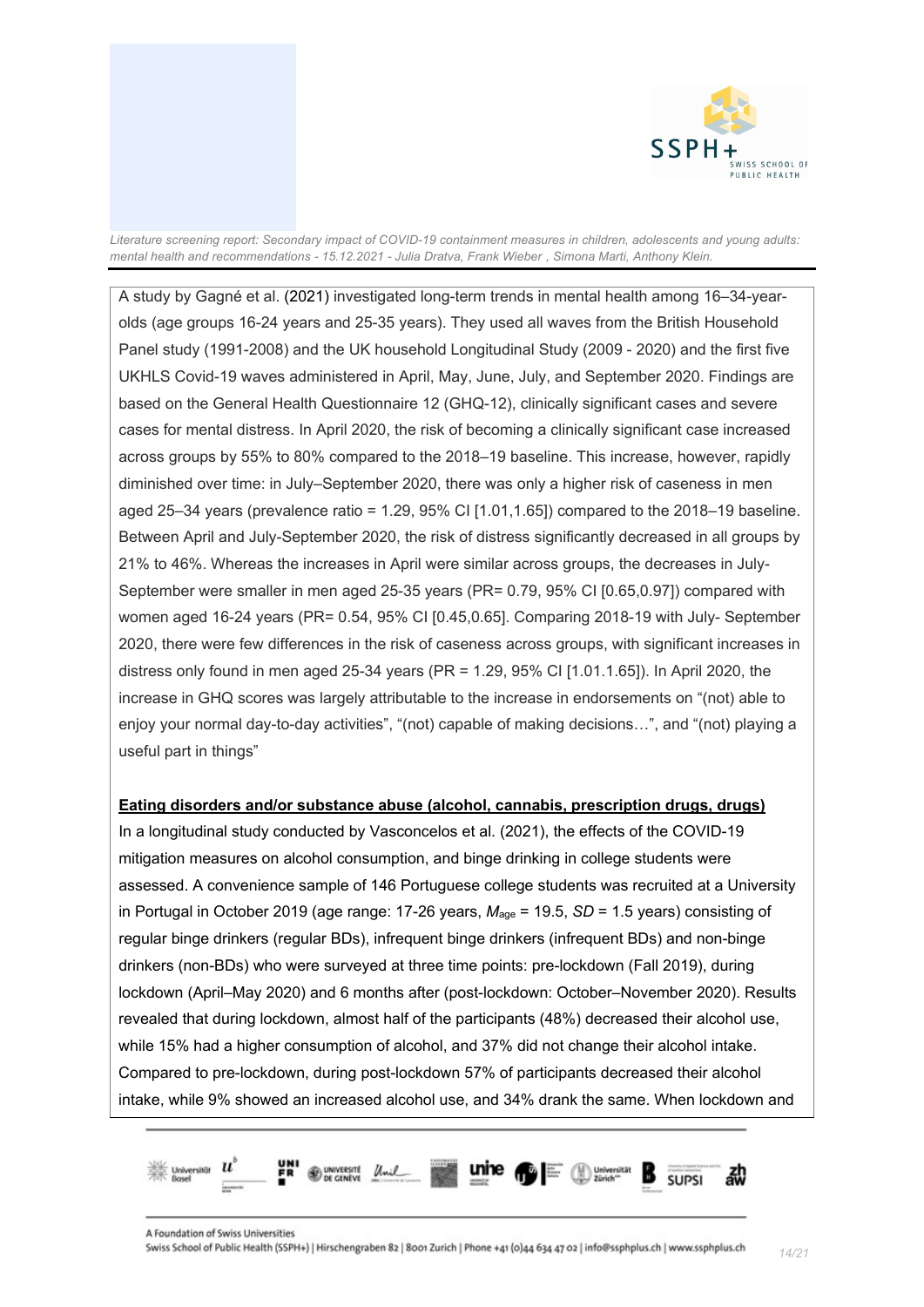A study by Gagné et al. (2021) investigated long-term trends in mental health among 16–34-year-olds (age groups 16-24 years and 25-35 years). They used all waves from the British Household Panel study (1991-2008) and the UK household Longitudinal Study (2009 - 2020) and the first five UKHLS Covid-19 waves administered in April, May, June, July, and September 2020. Findings are based on the General Health Questionnaire 12 (GHQ-12), clinically significant cases and severe cases for mental distress. In April 2020, the risk of becoming a clinically significant case increased across groups by 55% to 80% compared to the 2018–19 baseline. This increase, however, rapidly diminished over time: in July–September 2020, there was only a higher risk of caseness in men aged 25–34 years (prevalence ratio = 1.29, 95% CI [1.01,1.65]) compared to the 2018–19 baseline. Between April and July-September 2020, the risk of distress significantly decreased in all groups by 21% to 46%. Whereas the increases in April were similar across groups, the decreases in July-September were smaller in men aged 25-35 years (PR= 0.79, 95% CI [0.65,0.97]) compared with women aged 16-24 years (PR= 0.54, 95% CI [0.45,0.65]. Comparing 2018-19 with July- September 2020, there were few differences in the risk of caseness across groups, with significant increases in distress only found in men aged 25-34 years (PR = 1.29, 95% CI [1.01.1.65]). In April 2020, the increase in GHQ scores was largely attributable to the increase in endorsements on "(not) able to enjoy your normal day-to-day activities", "(not) capable of making decisions…", and "(not) playing a useful part in things"

**Eating disorders and/or substance abuse (alcohol, cannabis, prescription drugs, drugs)**

In a longitudinal study conducted by Vasconcelos et al. (2021), the effects of the COVID-19 mitigation measures on alcohol consumption, and binge drinking in college students were assessed. A convenience sample of 146 Portuguese college students was recruited at a University in Portugal in October 2019 (age range: 17-26 years, $M_{age}$ = 19.5, *SD* = 1.5 years) consisting of regular binge drinkers (regular BDs), infrequent binge drinkers (infrequent BDs) and non-binge drinkers (non-BDs) who were surveyed at three time points: pre-lockdown (Fall 2019), during lockdown (April–May 2020) and 6 months after (post-lockdown: October–November 2020). Results revealed that during lockdown, almost half of the participants (48%) decreased their alcohol use, while 15% had a higher consumption of alcohol, and 37% did not change their alcohol intake. Compared to pre-lockdown, during post-lockdown 57% of participants decreased their alcohol intake, while 9% showed an increased alcohol use, and 34% drank the same. When lockdown and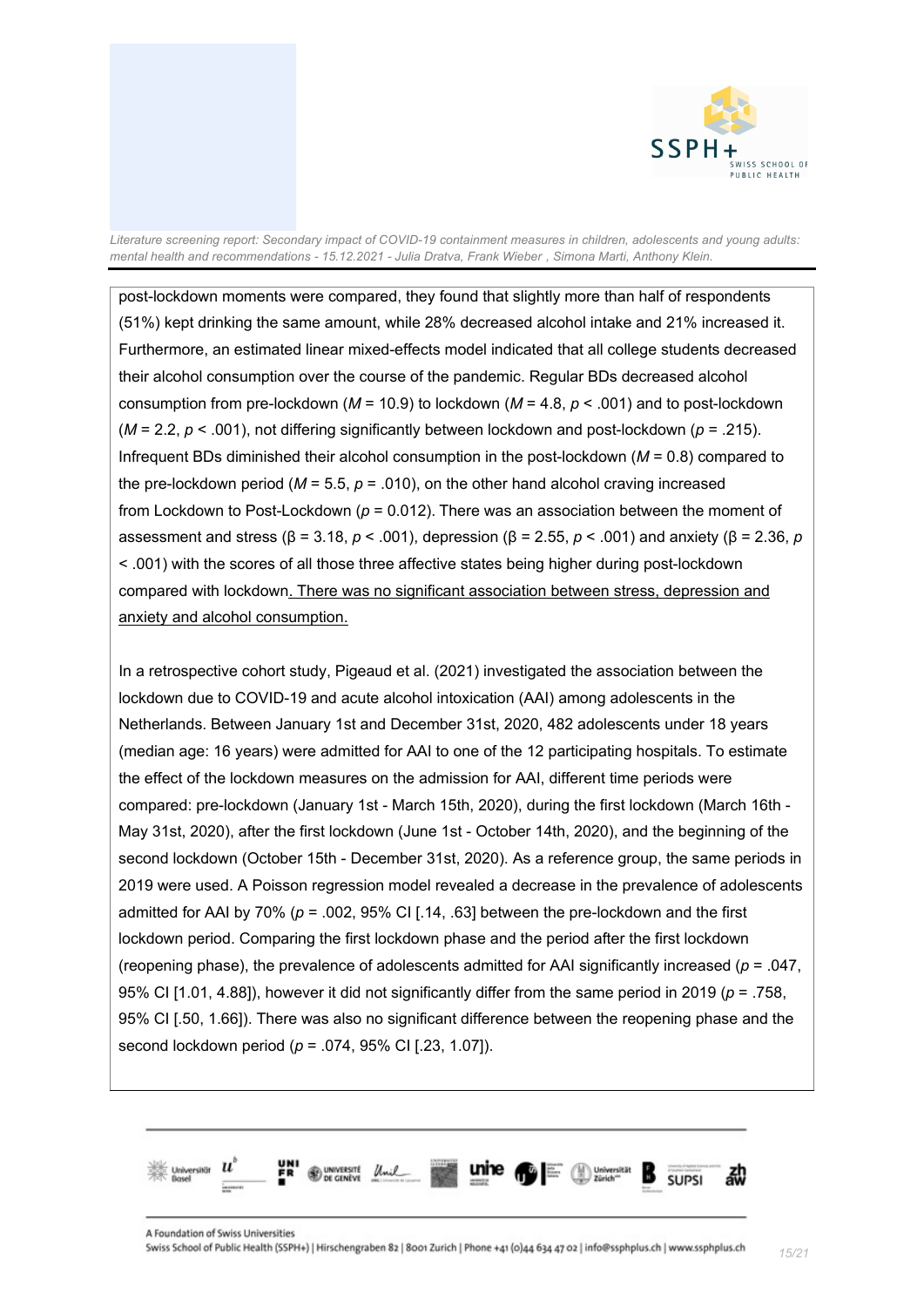post-lockdown moments were compared, they found that slightly more than half of respondents (51%) kept drinking the same amount, while 28% decreased alcohol intake and 21% increased it. Furthermore, an estimated linear mixed-effects model indicated that all college students decreased their alcohol consumption over the course of the pandemic. Regular BDs decreased alcohol consumption from pre-lockdown ($M$ = 10.9) to lockdown ($M$ = 4.8, $p < .001$) and to post-lockdown ($M$ = 2.2, $p < .001$), not differing significantly between lockdown and post-lockdown ($p$ = .215). Infrequent BDs diminished their alcohol consumption in the post-lockdown ($M$ = 0.8) compared to the pre-lockdown period ($M$ = 5.5, $p$ = .010), on the other hand alcohol craving increased from Lockdown to Post-Lockdown ($p$ = 0.012). There was an association between the moment of assessment and stress (β = 3.18, $p < .001$), depression (β = 2.55, $p < .001$) and anxiety (β = 2.36, $p < .001$) with the scores of all those three affective states being higher during post-lockdown compared with lockdown. There was no significant association between stress, depression and anxiety and alcohol consumption.

In a retrospective cohort study, Pigeaud et al. (2021) investigated the association between the lockdown due to COVID-19 and acute alcohol intoxication (AAI) among adolescents in the Netherlands. Between January 1st and December 31st, 2020, 482 adolescents under 18 years (median age: 16 years) were admitted for AAI to one of the 12 participating hospitals. To estimate the effect of the lockdown measures on the admission for AAI, different time periods were compared: pre-lockdown (January 1st - March 15th, 2020), during the first lockdown (March 16th - May 31st, 2020), after the first lockdown (June 1st - October 14th, 2020), and the beginning of the second lockdown (October 15th - December 31st, 2020). As a reference group, the same periods in 2019 were used. A Poisson regression model revealed a decrease in the prevalence of adolescents admitted for AAI by 70% ($p$ = .002, 95% CI [.14, .63] between the pre-lockdown and the first lockdown period. Comparing the first lockdown phase and the period after the first lockdown (reopening phase), the prevalence of adolescents admitted for AAI significantly increased ($p$ = .047, 95% CI [1.01, 4.88]), however it did not significantly differ from the same period in 2019 ($p$ = .758, 95% CI [.50, 1.66]). There was also no significant difference between the reopening phase and the second lockdown period ($p$ = .074, 95% CI [.23, 1.07]).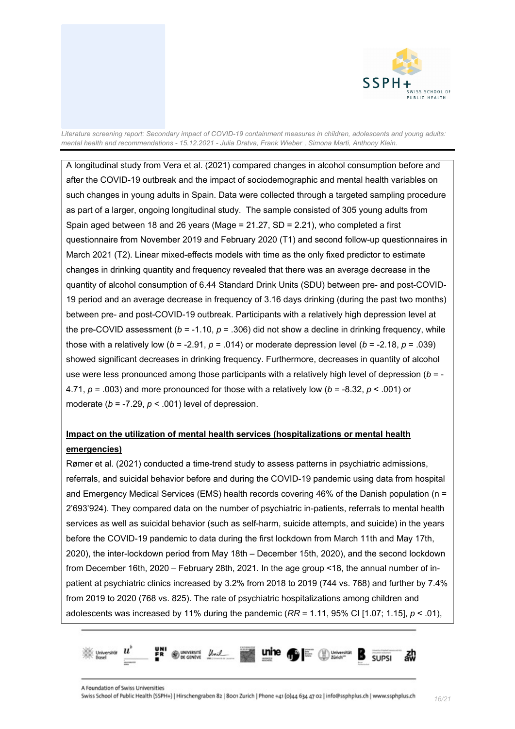A longitudinal study from Vera et al. (2021) compared changes in alcohol consumption before and after the COVID-19 outbreak and the impact of sociodemographic and mental health variables on such changes in young adults in Spain. Data were collected through a targeted sampling procedure as part of a larger, ongoing longitudinal study. The sample consisted of 305 young adults from Spain aged between 18 and 26 years (Mage = 21.27, SD = 2.21), who completed a first questionnaire from November 2019 and February 2020 (T1) and second follow-up questionnaires in March 2021 (T2). Linear mixed-effects models with time as the only fixed predictor to estimate changes in drinking quantity and frequency revealed that there was an average decrease in the quantity of alcohol consumption of 6.44 Standard Drink Units (SDU) between pre- and post-COVID-19 period and an average decrease in frequency of 3.16 days drinking (during the past two months) between pre- and post-COVID-19 outbreak. Participants with a relatively high depression level at the pre-COVID assessment ($b = -1.10$, $p = .306$) did not show a decline in drinking frequency, while those with a relatively low ($b = -2.91$, $p = .014$) or moderate depression level ($b = -2.18$, $p = .039$) showed significant decreases in drinking frequency. Furthermore, decreases in quantity of alcohol use were less pronounced among those participants with a relatively high level of depression ($b = -4.71$, $p = .003$) and more pronounced for those with a relatively low ($b = -8.32$, $p < .001$) or moderate ($b = -7.29$, $p < .001$) level of depression.

**Impact on the utilization of mental health services (hospitalizations or mental health emergencies)**

Rømer et al. (2021) conducted a time-trend study to assess patterns in psychiatric admissions, referrals, and suicidal behavior before and during the COVID-19 pandemic using data from hospital and Emergency Medical Services (EMS) health records covering 46% of the Danish population (n = 2'693'924). They compared data on the number of psychiatric in-patients, referrals to mental health services as well as suicidal behavior (such as self-harm, suicide attempts, and suicide) in the years before the COVID-19 pandemic to data during the first lockdown from March 11th and May 17th, 2020), the inter-lockdown period from May 18th – December 15th, 2020), and the second lockdown from December 16th, 2020 – February 28th, 2021. In the age group <18, the annual number of in-patient at psychiatric clinics increased by 3.2% from 2018 to 2019 (744 vs. 768) and further by 7.4% from 2019 to 2020 (768 vs. 825). The rate of psychiatric hospitalizations among children and adolescents was increased by 11% during the pandemic (*RR* = 1.11, 95% CI [1.07; 1.15], $p < .01$),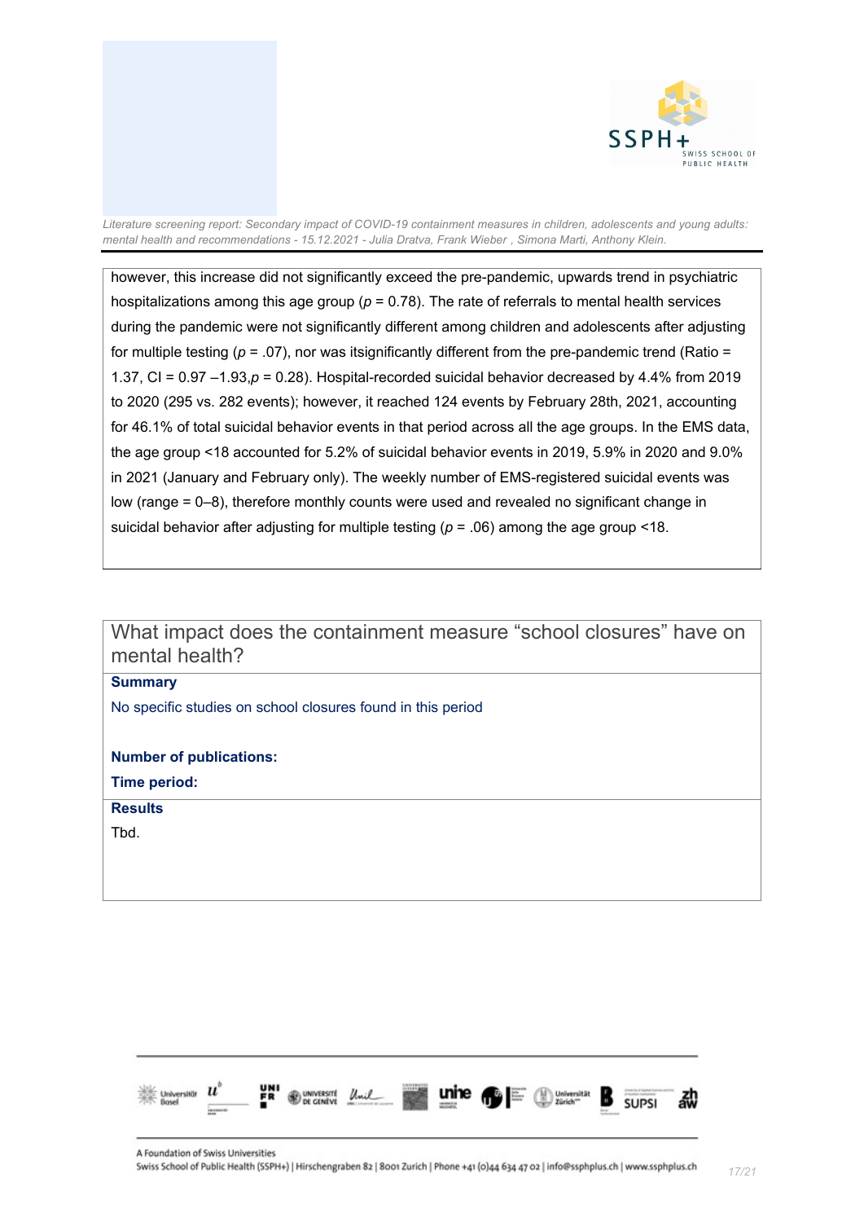however, this increase did not significantly exceed the pre-pandemic, upwards trend in psychiatric hospitalizations among this age group ($p$ = 0.78). The rate of referrals to mental health services during the pandemic were not significantly different among children and adolescents after adjusting for multiple testing ($p$ = .07), nor was itsignificantly different from the pre-pandemic trend (Ratio = 1.37, CI = 0.97 –1.93,$p$ = 0.28). Hospital-recorded suicidal behavior decreased by 4.4% from 2019 to 2020 (295 vs. 282 events); however, it reached 124 events by February 28th, 2021, accounting for 46.1% of total suicidal behavior events in that period across all the age groups. In the EMS data, the age group <18 accounted for 5.2% of suicidal behavior events in 2019, 5.9% in 2020 and 9.0% in 2021 (January and February only). The weekly number of EMS-registered suicidal events was low (range = 0–8), therefore monthly counts were used and revealed no significant change in suicidal behavior after adjusting for multiple testing ($p$ = .06) among the age group <18.

## What impact does the containment measure “school closures” have on mental health?

**Summary**

No specific studies on school closures found in this period

**Number of publications:**

**Time period:**

**Results**

Tbd.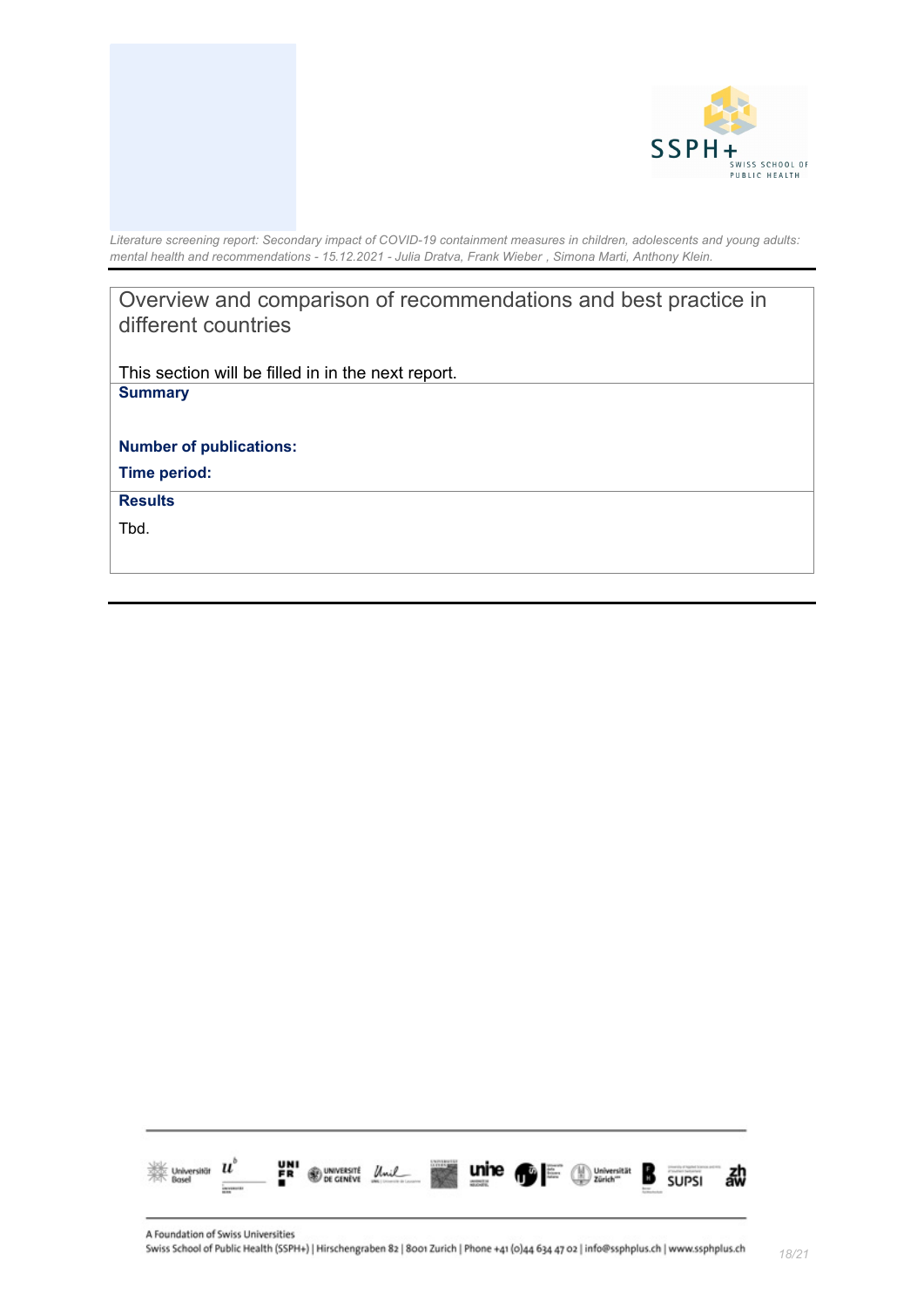## Overview and comparison of recommendations and best practice in different countries

This section will be filled in in the next report.

**Summary**

**Number of publications:**

**Time period:**

**Results**

Tbd.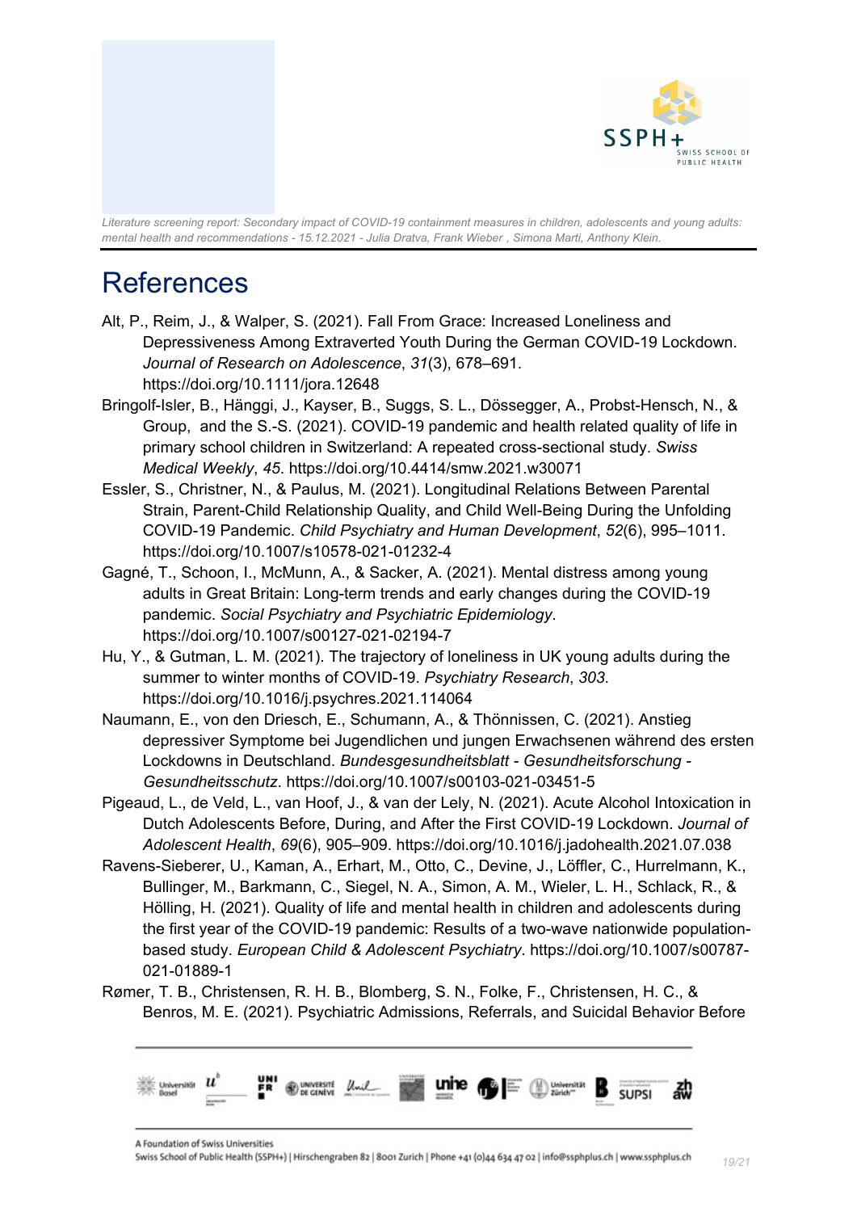# References

Alt, P., Reim, J., & Walper, S. (2021). Fall From Grace: Increased Loneliness and Depressiveness Among Extraverted Youth During the German COVID-19 Lockdown. *Journal of Research on Adolescence*, *31*(3), 678–691. https://doi.org/10.1111/jora.12648

Bringolf-Isler, B., Hänggi, J., Kayser, B., Suggs, S. L., Dössegger, A., Probst-Hensch, N., & Group, and the S.-S. (2021). COVID-19 pandemic and health related quality of life in primary school children in Switzerland: A repeated cross-sectional study. *Swiss Medical Weekly*, *45*. https://doi.org/10.4414/smw.2021.w30071

Essler, S., Christner, N., & Paulus, M. (2021). Longitudinal Relations Between Parental Strain, Parent-Child Relationship Quality, and Child Well-Being During the Unfolding COVID-19 Pandemic. *Child Psychiatry and Human Development*, *52*(6), 995–1011. https://doi.org/10.1007/s10578-021-01232-4

Gagné, T., Schoon, I., McMunn, A., & Sacker, A. (2021). Mental distress among young adults in Great Britain: Long-term trends and early changes during the COVID-19 pandemic. *Social Psychiatry and Psychiatric Epidemiology*. https://doi.org/10.1007/s00127-021-02194-7

Hu, Y., & Gutman, L. M. (2021). The trajectory of loneliness in UK young adults during the summer to winter months of COVID-19. *Psychiatry Research*, *303*. https://doi.org/10.1016/j.psychres.2021.114064

Naumann, E., von den Driesch, E., Schumann, A., & Thönnissen, C. (2021). Anstieg depressiver Symptome bei Jugendlichen und jungen Erwachsenen während des ersten Lockdowns in Deutschland. *Bundesgesundheitsblatt - Gesundheitsforschung - Gesundheitsschutz*. https://doi.org/10.1007/s00103-021-03451-5

Pigeaud, L., de Veld, L., van Hoof, J., & van der Lely, N. (2021). Acute Alcohol Intoxication in Dutch Adolescents Before, During, and After the First COVID-19 Lockdown. *Journal of Adolescent Health*, *69*(6), 905–909. https://doi.org/10.1016/j.jadohealth.2021.07.038

Ravens-Sieberer, U., Kaman, A., Erhart, M., Otto, C., Devine, J., Löffler, C., Hurrelmann, K., Bullinger, M., Barkmann, C., Siegel, N. A., Simon, A. M., Wieler, L. H., Schlack, R., & Hölling, H. (2021). Quality of life and mental health in children and adolescents during the first year of the COVID-19 pandemic: Results of a two-wave nationwide population-based study. *European Child & Adolescent Psychiatry*. https://doi.org/10.1007/s00787-021-01889-1

Rømer, T. B., Christensen, R. H. B., Blomberg, S. N., Folke, F., Christensen, H. C., & Benros, M. E. (2021). Psychiatric Admissions, Referrals, and Suicidal Behavior Before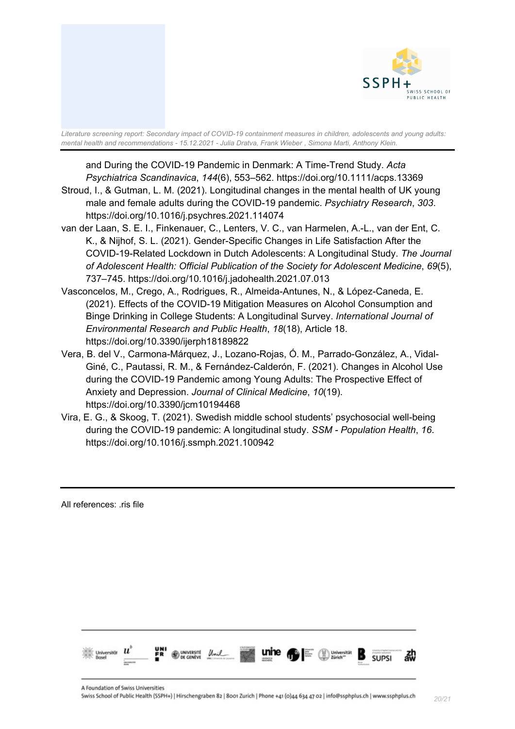and During the COVID-19 Pandemic in Denmark: A Time-Trend Study. *Acta Psychiatrica Scandinavica*, *144*(6), 553–562. https://doi.org/10.1111/acps.13369

Stroud, I., & Gutman, L. M. (2021). Longitudinal changes in the mental health of UK young male and female adults during the COVID-19 pandemic. *Psychiatry Research*, *303*. https://doi.org/10.1016/j.psychres.2021.114074

van der Laan, S. E. I., Finkenauer, C., Lenters, V. C., van Harmelen, A.-L., van der Ent, C. K., & Nijhof, S. L. (2021). Gender-Specific Changes in Life Satisfaction After the COVID-19-Related Lockdown in Dutch Adolescents: A Longitudinal Study. *The Journal of Adolescent Health: Official Publication of the Society for Adolescent Medicine*, *69*(5), 737–745. https://doi.org/10.1016/j.jadohealth.2021.07.013

Vasconcelos, M., Crego, A., Rodrigues, R., Almeida-Antunes, N., & López-Caneda, E. (2021). Effects of the COVID-19 Mitigation Measures on Alcohol Consumption and Binge Drinking in College Students: A Longitudinal Survey. *International Journal of Environmental Research and Public Health*, *18*(18), Article 18. https://doi.org/10.3390/ijerph18189822

Vera, B. del V., Carmona-Márquez, J., Lozano-Rojas, Ó. M., Parrado-González, A., Vidal-Giné, C., Pautassi, R. M., & Fernández-Calderón, F. (2021). Changes in Alcohol Use during the COVID-19 Pandemic among Young Adults: The Prospective Effect of Anxiety and Depression. *Journal of Clinical Medicine*, *10*(19). https://doi.org/10.3390/jcm10194468

Vira, E. G., & Skoog, T. (2021). Swedish middle school students' psychosocial well-being during the COVID-19 pandemic: A longitudinal study. *SSM - Population Health*, *16*. https://doi.org/10.1016/j.ssmph.2021.100942

---

All references: .ris file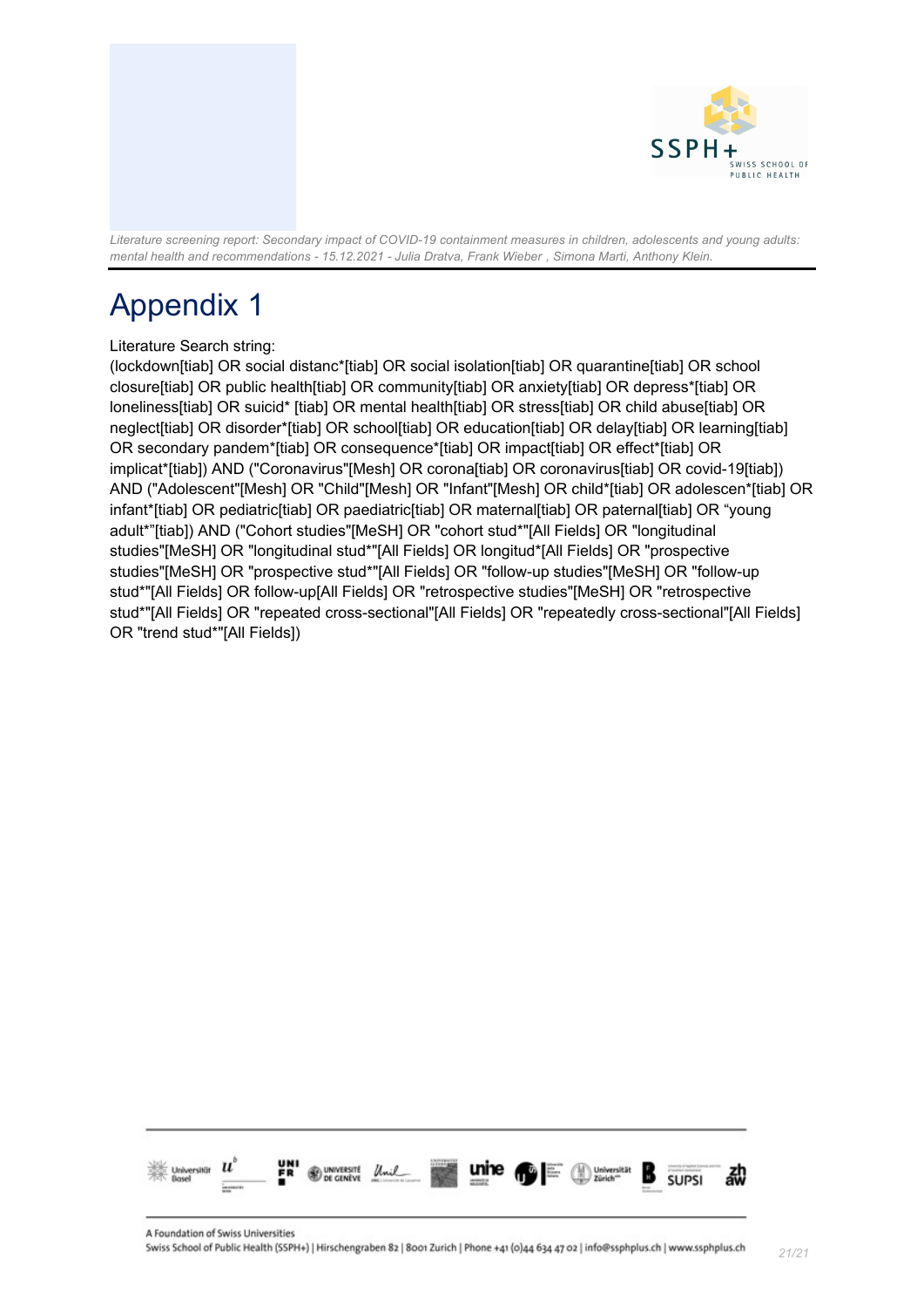# Appendix 1

Literature Search string:

(lockdown[tiab] OR social distanc*[tiab] OR social isolation[tiab] OR quarantine[tiab] OR school closure[tiab] OR public health[tiab] OR community[tiab] OR anxiety[tiab] OR depress*[tiab] OR loneliness[tiab] OR suicid* [tiab] OR mental health[tiab] OR stress[tiab] OR child abuse[tiab] OR neglect[tiab] OR disorder*[tiab] OR school[tiab] OR education[tiab] OR delay[tiab] OR learning[tiab] OR secondary pandem*[tiab] OR consequence*[tiab] OR impact[tiab] OR effect*[tiab] OR implicat*[tiab]) AND ("Coronavirus"[Mesh] OR corona[tiab] OR coronavirus[tiab] OR covid-19[tiab]) AND ("Adolescent"[Mesh] OR "Child"[Mesh] OR "Infant"[Mesh] OR child*[tiab] OR adolescen*[tiab] OR infant*[tiab] OR pediatric[tiab] OR paediatric[tiab] OR maternal[tiab] OR paternal[tiab] OR “young adult*"[tiab]) AND ("Cohort studies"[MeSH] OR "cohort stud*"[All Fields] OR "longitudinal studies"[MeSH] OR "longitudinal stud*"[All Fields] OR longitud*[All Fields] OR "prospective studies"[MeSH] OR "prospective stud*"[All Fields] OR "follow-up studies"[MeSH] OR "follow-up stud*"[All Fields] OR follow-up[All Fields] OR "retrospective studies"[MeSH] OR "retrospective stud*"[All Fields] OR "repeated cross-sectional"[All Fields] OR "repeatedly cross-sectional"[All Fields] OR "trend stud*"[All Fields])